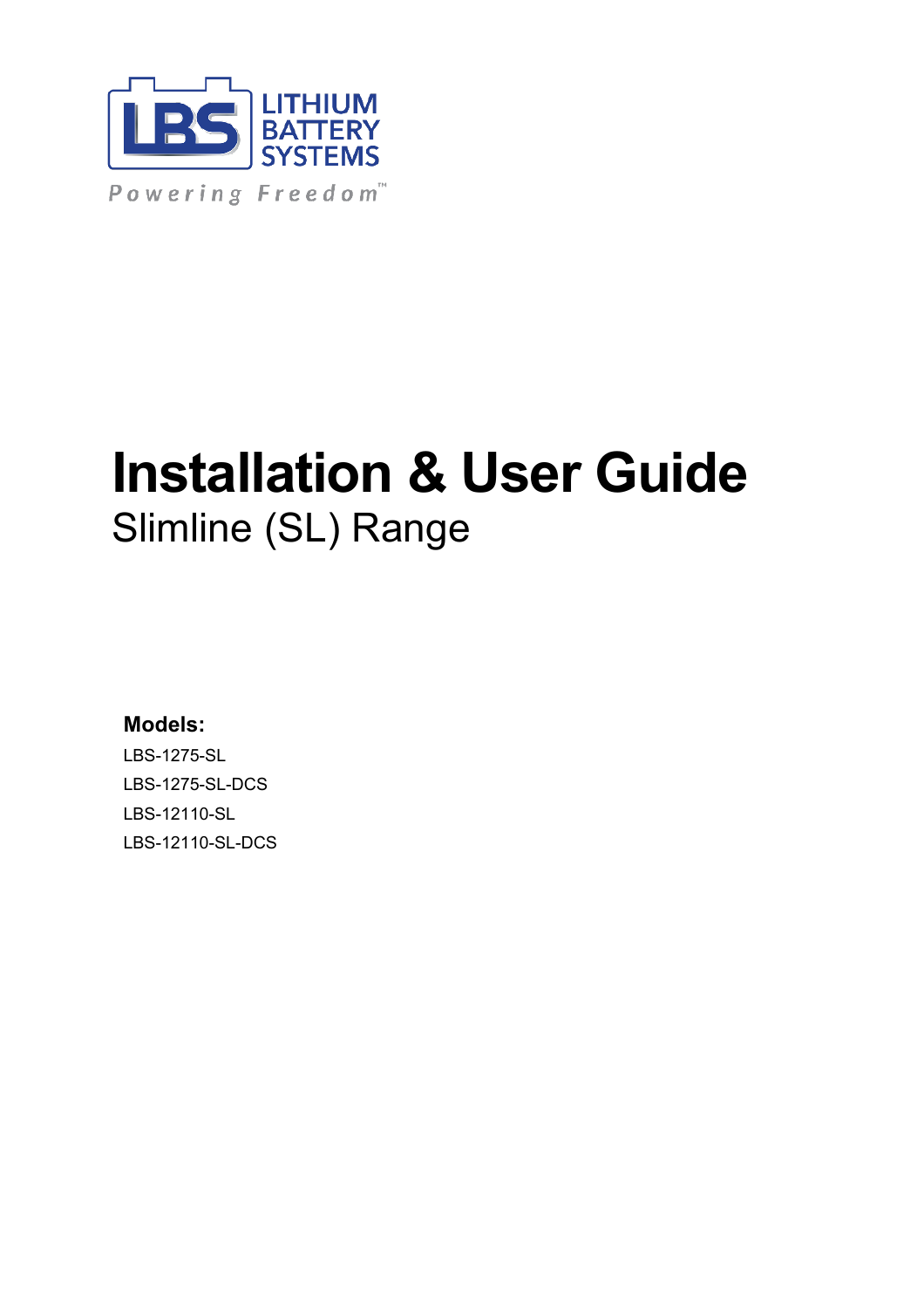LITHIUM BATTERY SYSTEMS

*Powering Freedom™*

# Installation & User Guide

## Slimline (SL) Range

**Models:**

LBS-1275-SL

LBS-1275-SL-DCS

LBS-12110-SL

LBS-12110-SL-DCS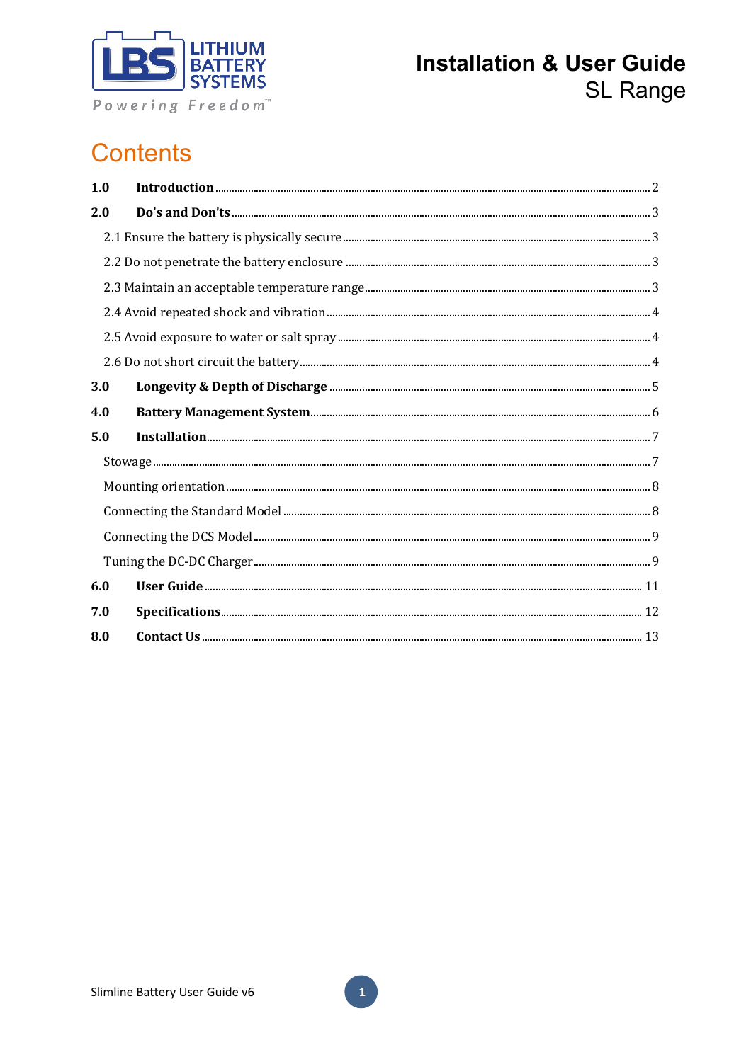# Installation & User Guide
## SL Range

# Contents

| | | |
|---|---|---|
| **1.0** | **Introduction** | 2 |
| **2.0** | **Do's and Don'ts** | 3 |
| | 2.1 Ensure the battery is physically secure | 3 |
| | 2.2 Do not penetrate the battery enclosure | 3 |
| | 2.3 Maintain an acceptable temperature range | 3 |
| | 2.4 Avoid repeated shock and vibration | 4 |
| | 2.5 Avoid exposure to water or salt spray | 4 |
| | 2.6 Do not short circuit the battery | 4 |
| **3.0** | **Longevity & Depth of Discharge** | 5 |
| **4.0** | **Battery Management System** | 6 |
| **5.0** | **Installation** | 7 |
| | Stowage | 7 |
| | Mounting orientation | 8 |
| | Connecting the Standard Model | 8 |
| | Connecting the DCS Model | 9 |
| | Tuning the DC-DC Charger | 9 |
| **6.0** | **User Guide** | 11 |
| **7.0** | **Specifications** | 12 |
| **8.0** | **Contact Us** | 13 |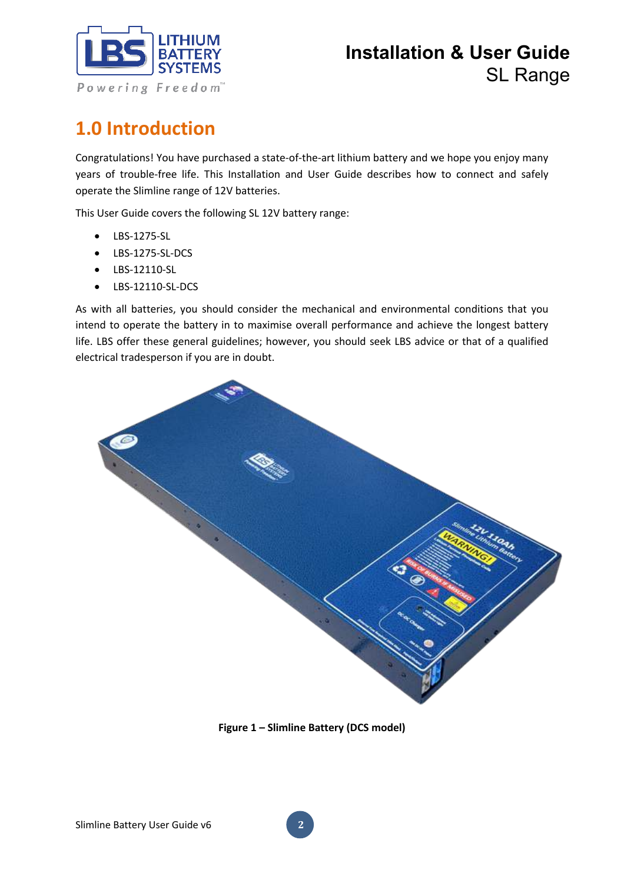# 1.0 Introduction

Congratulations! You have purchased a state-of-the-art lithium battery and we hope you enjoy many years of trouble-free life. This Installation and User Guide describes how to connect and safely operate the Slimline range of 12V batteries.

This User Guide covers the following SL 12V battery range:

- LBS-1275-SL
- LBS-1275-SL-DCS
- LBS-12110-SL
- LBS-12110-SL-DCS

As with all batteries, you should consider the mechanical and environmental conditions that you intend to operate the battery in to maximise overall performance and achieve the longest battery life. LBS offer these general guidelines; however, you should seek LBS advice or that of a qualified electrical tradesperson if you are in doubt.

**Figure 1 – Slimline Battery (DCS model)**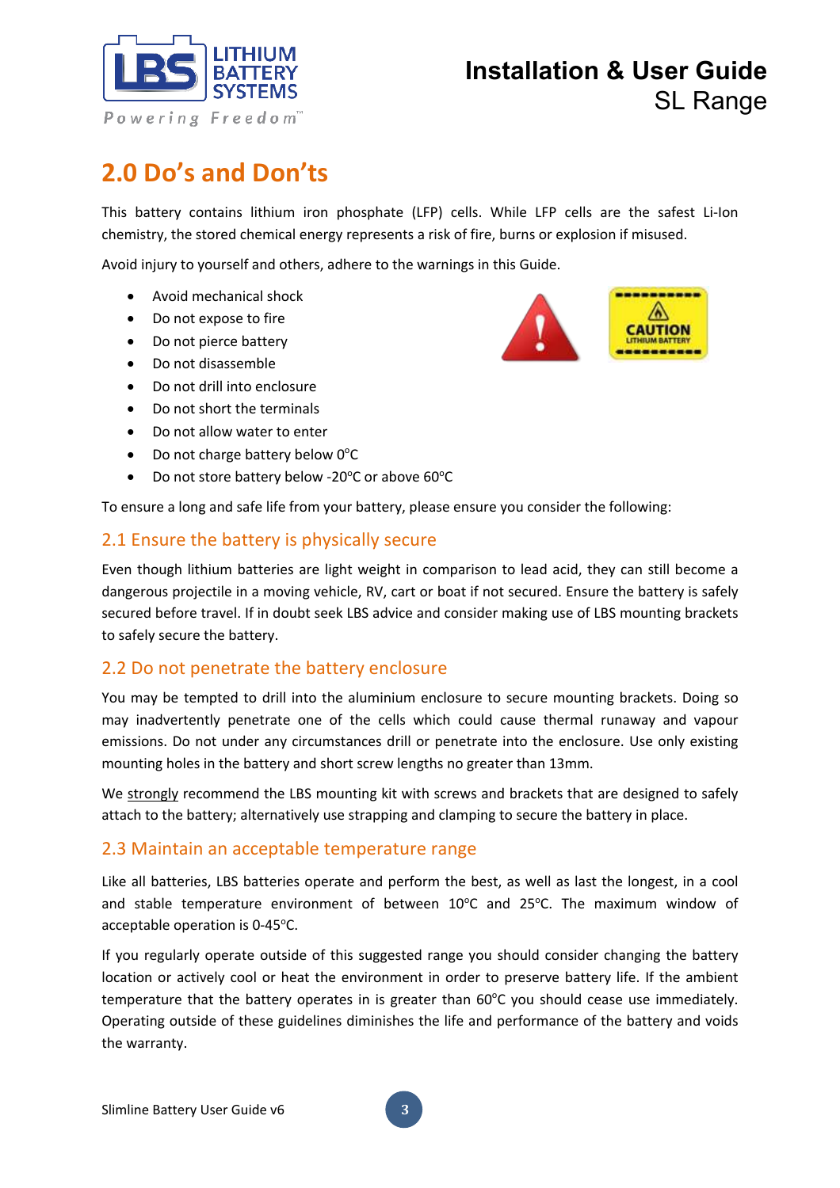## 2.0 Do's and Don'ts

This battery contains lithium iron phosphate (LFP) cells. While LFP cells are the safest Li-Ion chemistry, the stored chemical energy represents a risk of fire, burns or explosion if misused.

Avoid injury to yourself and others, adhere to the warnings in this Guide.

- Avoid mechanical shock
- Do not expose to fire
- Do not pierce battery
- Do not disassemble
- Do not drill into enclosure
- Do not short the terminals
- Do not allow water to enter
- Do not charge battery below 0°C
- Do not store battery below -20°C or above 60°C

To ensure a long and safe life from your battery, please ensure you consider the following:

### 2.1 Ensure the battery is physically secure

Even though lithium batteries are light weight in comparison to lead acid, they can still become a dangerous projectile in a moving vehicle, RV, cart or boat if not secured. Ensure the battery is safely secured before travel. If in doubt seek LBS advice and consider making use of LBS mounting brackets to safely secure the battery.

### 2.2 Do not penetrate the battery enclosure

You may be tempted to drill into the aluminium enclosure to secure mounting brackets. Doing so may inadvertently penetrate one of the cells which could cause thermal runaway and vapour emissions. Do not under any circumstances drill or penetrate into the enclosure. Use only existing mounting holes in the battery and short screw lengths no greater than 13mm.

We strongly recommend the LBS mounting kit with screws and brackets that are designed to safely attach to the battery; alternatively use strapping and clamping to secure the battery in place.

### 2.3 Maintain an acceptable temperature range

Like all batteries, LBS batteries operate and perform the best, as well as last the longest, in a cool and stable temperature environment of between 10°C and 25°C. The maximum window of acceptable operation is 0-45°C.

If you regularly operate outside of this suggested range you should consider changing the battery location or actively cool or heat the environment in order to preserve battery life. If the ambient temperature that the battery operates in is greater than 60°C you should cease use immediately. Operating outside of these guidelines diminishes the life and performance of the battery and voids the warranty.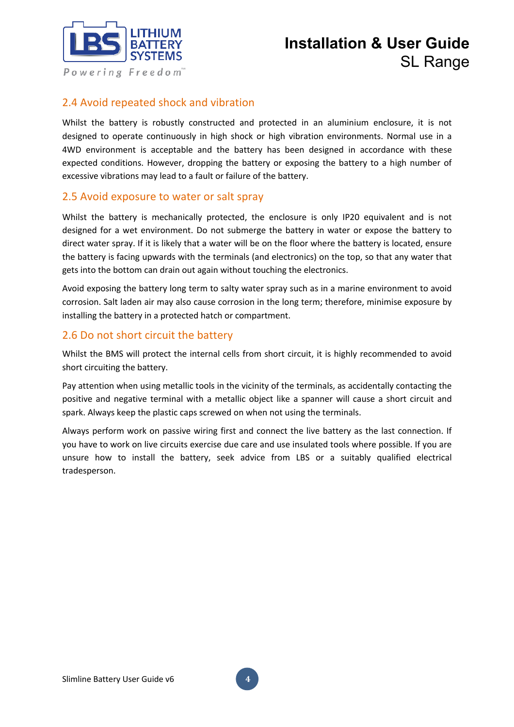## 2.4 Avoid repeated shock and vibration

Whilst the battery is robustly constructed and protected in an aluminium enclosure, it is not designed to operate continuously in high shock or high vibration environments. Normal use in a 4WD environment is acceptable and the battery has been designed in accordance with these expected conditions. However, dropping the battery or exposing the battery to a high number of excessive vibrations may lead to a fault or failure of the battery.

## 2.5 Avoid exposure to water or salt spray

Whilst the battery is mechanically protected, the enclosure is only IP20 equivalent and is not designed for a wet environment. Do not submerge the battery in water or expose the battery to direct water spray. If it is likely that a water will be on the floor where the battery is located, ensure the battery is facing upwards with the terminals (and electronics) on the top, so that any water that gets into the bottom can drain out again without touching the electronics.

Avoid exposing the battery long term to salty water spray such as in a marine environment to avoid corrosion. Salt laden air may also cause corrosion in the long term; therefore, minimise exposure by installing the battery in a protected hatch or compartment.

## 2.6 Do not short circuit the battery

Whilst the BMS will protect the internal cells from short circuit, it is highly recommended to avoid short circuiting the battery.

Pay attention when using metallic tools in the vicinity of the terminals, as accidentally contacting the positive and negative terminal with a metallic object like a spanner will cause a short circuit and spark. Always keep the plastic caps screwed on when not using the terminals.

Always perform work on passive wiring first and connect the live battery as the last connection. If you have to work on live circuits exercise due care and use insulated tools where possible. If you are unsure how to install the battery, seek advice from LBS or a suitably qualified electrical tradesperson.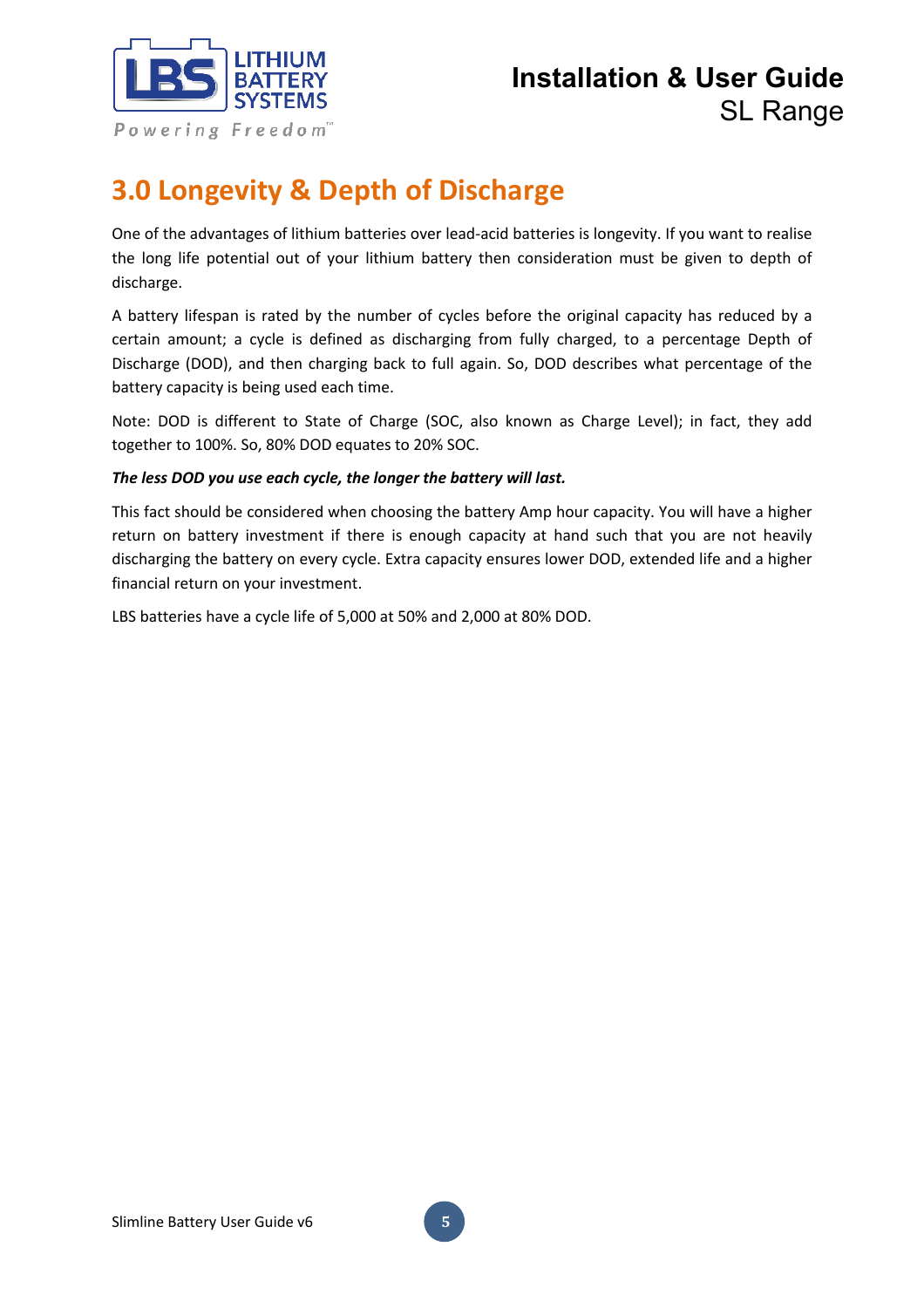# 3.0 Longevity & Depth of Discharge

One of the advantages of lithium batteries over lead-acid batteries is longevity. If you want to realise the long life potential out of your lithium battery then consideration must be given to depth of discharge.

A battery lifespan is rated by the number of cycles before the original capacity has reduced by a certain amount; a cycle is defined as discharging from fully charged, to a percentage Depth of Discharge (DOD), and then charging back to full again. So, DOD describes what percentage of the battery capacity is being used each time.

Note: DOD is different to State of Charge (SOC, also known as Charge Level); in fact, they add together to 100%. So, 80% DOD equates to 20% SOC.

***The less DOD you use each cycle, the longer the battery will last.***

This fact should be considered when choosing the battery Amp hour capacity. You will have a higher return on battery investment if there is enough capacity at hand such that you are not heavily discharging the battery on every cycle. Extra capacity ensures lower DOD, extended life and a higher financial return on your investment.

LBS batteries have a cycle life of 5,000 at 50% and 2,000 at 80% DOD.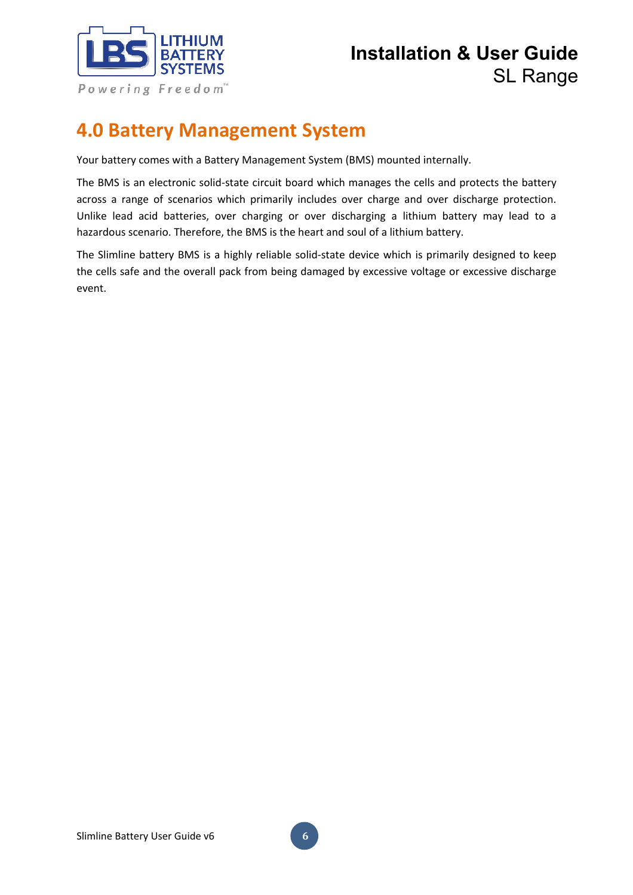# 4.0 Battery Management System

Your battery comes with a Battery Management System (BMS) mounted internally.

The BMS is an electronic solid-state circuit board which manages the cells and protects the battery across a range of scenarios which primarily includes over charge and over discharge protection. Unlike lead acid batteries, over charging or over discharging a lithium battery may lead to a hazardous scenario. Therefore, the BMS is the heart and soul of a lithium battery.

The Slimline battery BMS is a highly reliable solid-state device which is primarily designed to keep the cells safe and the overall pack from being damaged by excessive voltage or excessive discharge event.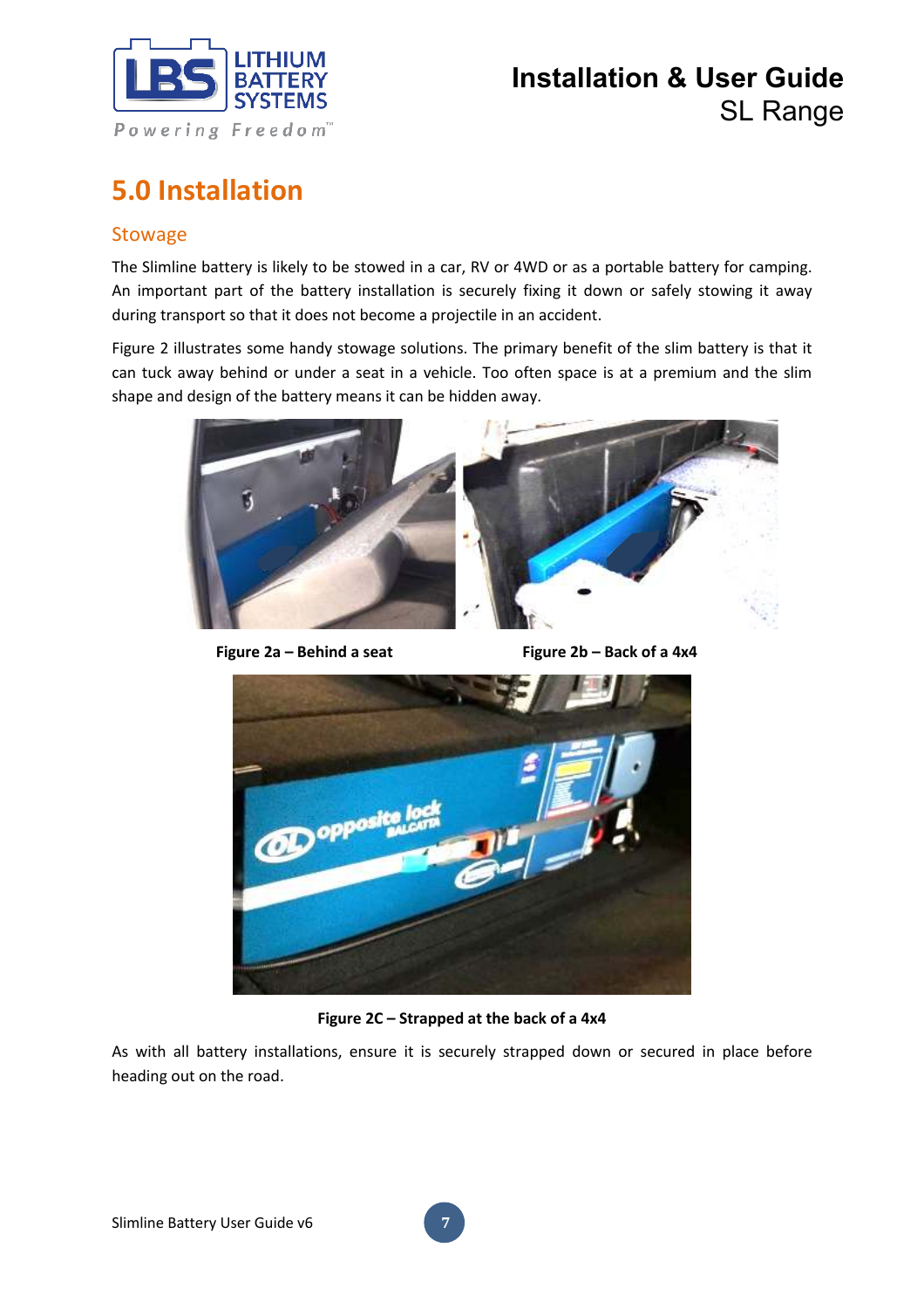# 5.0 Installation

## Stowage

The Slimline battery is likely to be stowed in a car, RV or 4WD or as a portable battery for camping. An important part of the battery installation is securely fixing it down or safely stowing it away during transport so that it does not become a projectile in an accident.

Figure 2 illustrates some handy stowage solutions. The primary benefit of the slim battery is that it can tuck away behind or under a seat in a vehicle. Too often space is at a premium and the slim shape and design of the battery means it can be hidden away.

**Figure 2a – Behind a seat**

**Figure 2b – Back of a 4x4**

**Figure 2C – Strapped at the back of a 4x4**

As with all battery installations, ensure it is securely strapped down or secured in place before heading out on the road.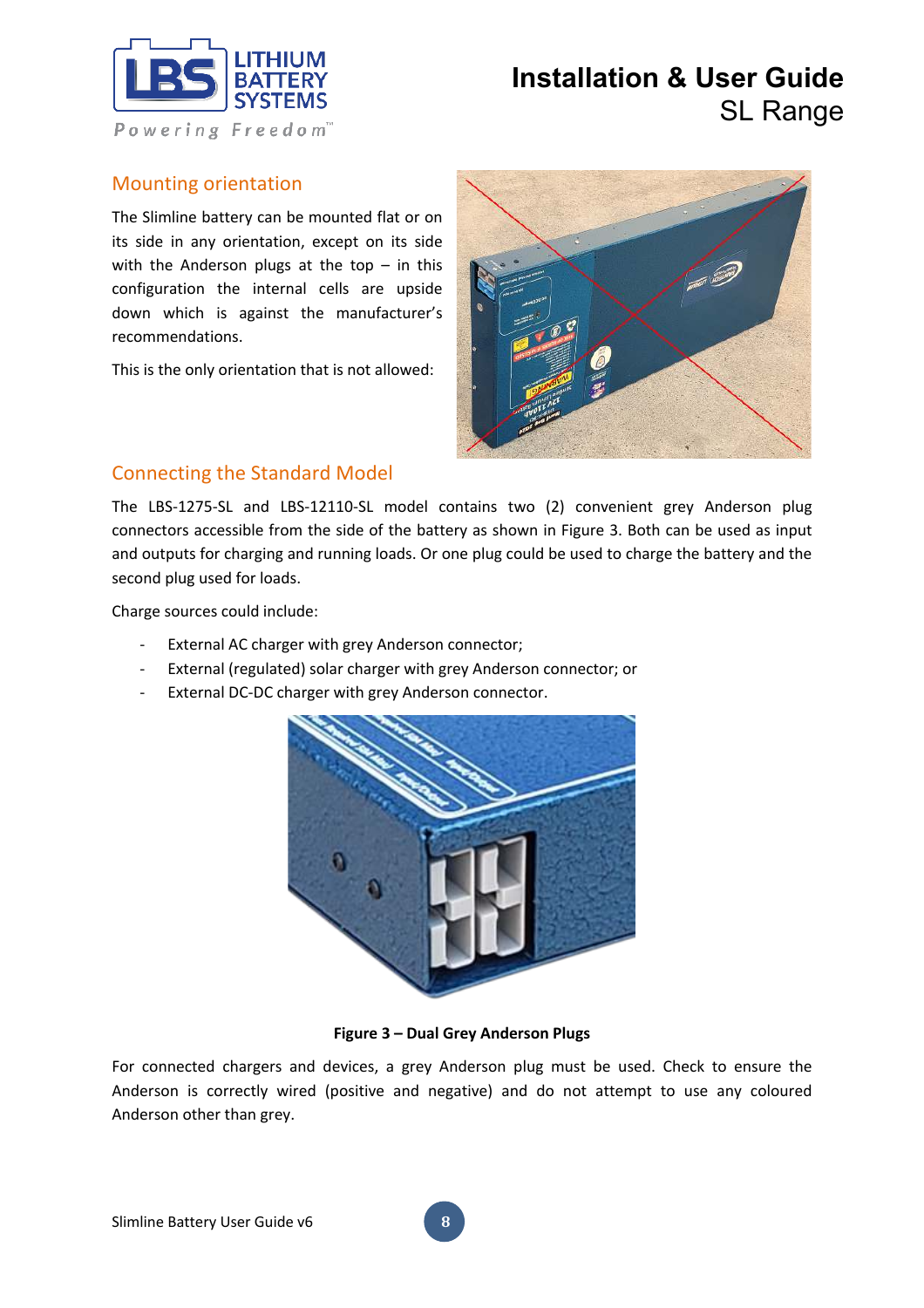## Mounting orientation

The Slimline battery can be mounted flat or on its side in any orientation, except on its side with the Anderson plugs at the top – in this configuration the internal cells are upside down which is against the manufacturer's recommendations.

This is the only orientation that is not allowed:

## Connecting the Standard Model

The LBS-1275-SL and LBS-12110-SL model contains two (2) convenient grey Anderson plug connectors accessible from the side of the battery as shown in Figure 3. Both can be used as input and outputs for charging and running loads. Or one plug could be used to charge the battery and the second plug used for loads.

Charge sources could include:

- External AC charger with grey Anderson connector;
- External (regulated) solar charger with grey Anderson connector; or
- External DC-DC charger with grey Anderson connector.

**Figure 3 – Dual Grey Anderson Plugs**

For connected chargers and devices, a grey Anderson plug must be used. Check to ensure the Anderson is correctly wired (positive and negative) and do not attempt to use any coloured Anderson other than grey.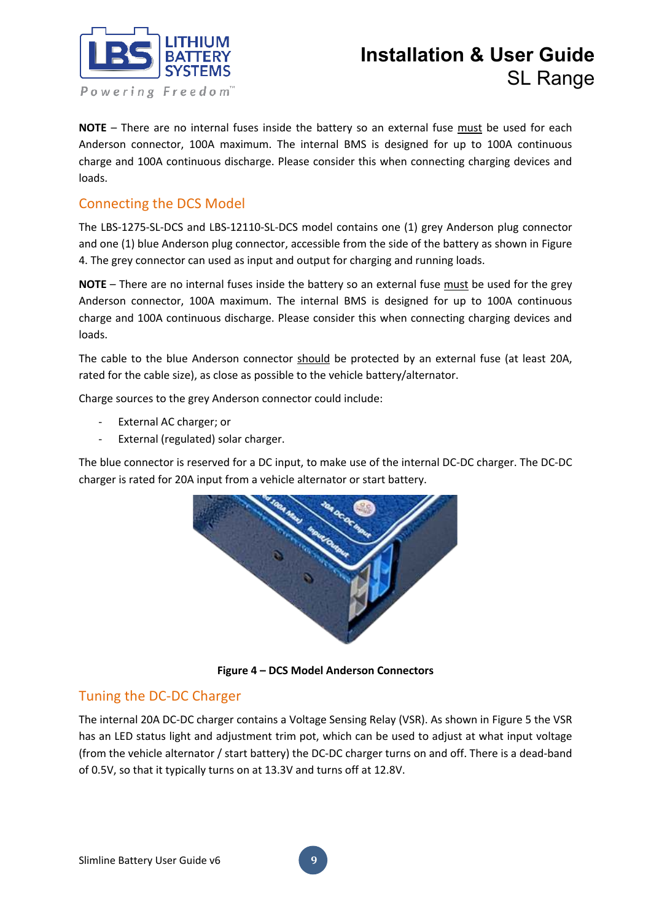**NOTE** – There are no internal fuses inside the battery so an external fuse must be used for each Anderson connector, 100A maximum. The internal BMS is designed for up to 100A continuous charge and 100A continuous discharge. Please consider this when connecting charging devices and loads.

## Connecting the DCS Model

The LBS-1275-SL-DCS and LBS-12110-SL-DCS model contains one (1) grey Anderson plug connector and one (1) blue Anderson plug connector, accessible from the side of the battery as shown in Figure 4. The grey connector can used as input and output for charging and running loads.

**NOTE** – There are no internal fuses inside the battery so an external fuse must be used for the grey Anderson connector, 100A maximum. The internal BMS is designed for up to 100A continuous charge and 100A continuous discharge. Please consider this when connecting charging devices and loads.

The cable to the blue Anderson connector should be protected by an external fuse (at least 20A, rated for the cable size), as close as possible to the vehicle battery/alternator.

Charge sources to the grey Anderson connector could include:

- External AC charger; or
- External (regulated) solar charger.

The blue connector is reserved for a DC input, to make use of the internal DC-DC charger. The DC-DC charger is rated for 20A input from a vehicle alternator or start battery.

**Figure 4 – DCS Model Anderson Connectors**

## Tuning the DC-DC Charger

The internal 20A DC-DC charger contains a Voltage Sensing Relay (VSR). As shown in Figure 5 the VSR has an LED status light and adjustment trim pot, which can be used to adjust at what input voltage (from the vehicle alternator / start battery) the DC-DC charger turns on and off. There is a dead-band of 0.5V, so that it typically turns on at 13.3V and turns off at 12.8V.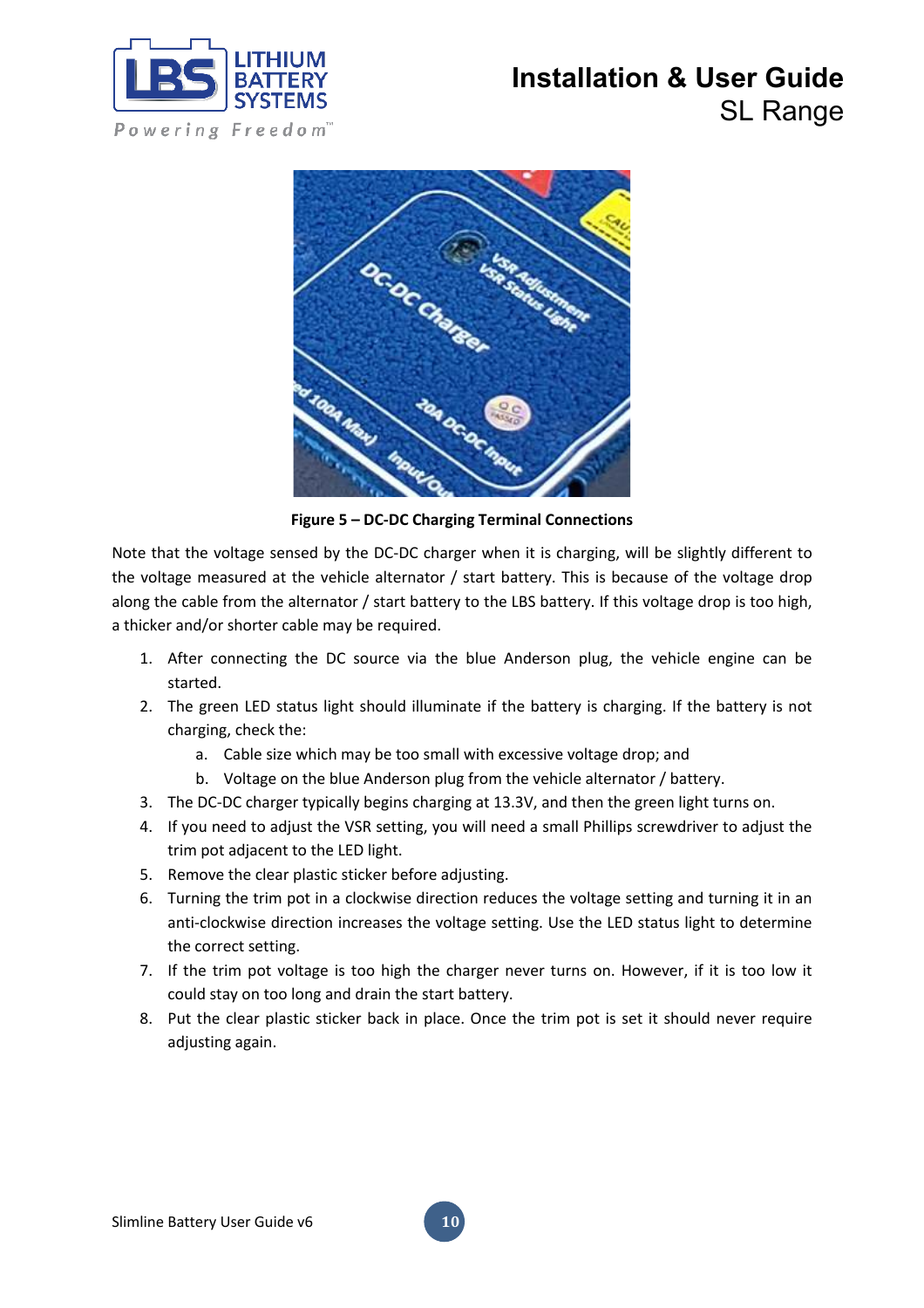**Figure 5 – DC-DC Charging Terminal Connections**

Note that the voltage sensed by the DC-DC charger when it is charging, will be slightly different to the voltage measured at the vehicle alternator / start battery. This is because of the voltage drop along the cable from the alternator / start battery to the LBS battery. If this voltage drop is too high, a thicker and/or shorter cable may be required.

1. After connecting the DC source via the blue Anderson plug, the vehicle engine can be started.
2. The green LED status light should illuminate if the battery is charging. If the battery is not charging, check the:
   a. Cable size which may be too small with excessive voltage drop; and
   b. Voltage on the blue Anderson plug from the vehicle alternator / battery.
3. The DC-DC charger typically begins charging at 13.3V, and then the green light turns on.
4. If you need to adjust the VSR setting, you will need a small Phillips screwdriver to adjust the trim pot adjacent to the LED light.
5. Remove the clear plastic sticker before adjusting.
6. Turning the trim pot in a clockwise direction reduces the voltage setting and turning it in an anti-clockwise direction increases the voltage setting. Use the LED status light to determine the correct setting.
7. If the trim pot voltage is too high the charger never turns on. However, if it is too low it could stay on too long and drain the start battery.
8. Put the clear plastic sticker back in place. Once the trim pot is set it should never require adjusting again.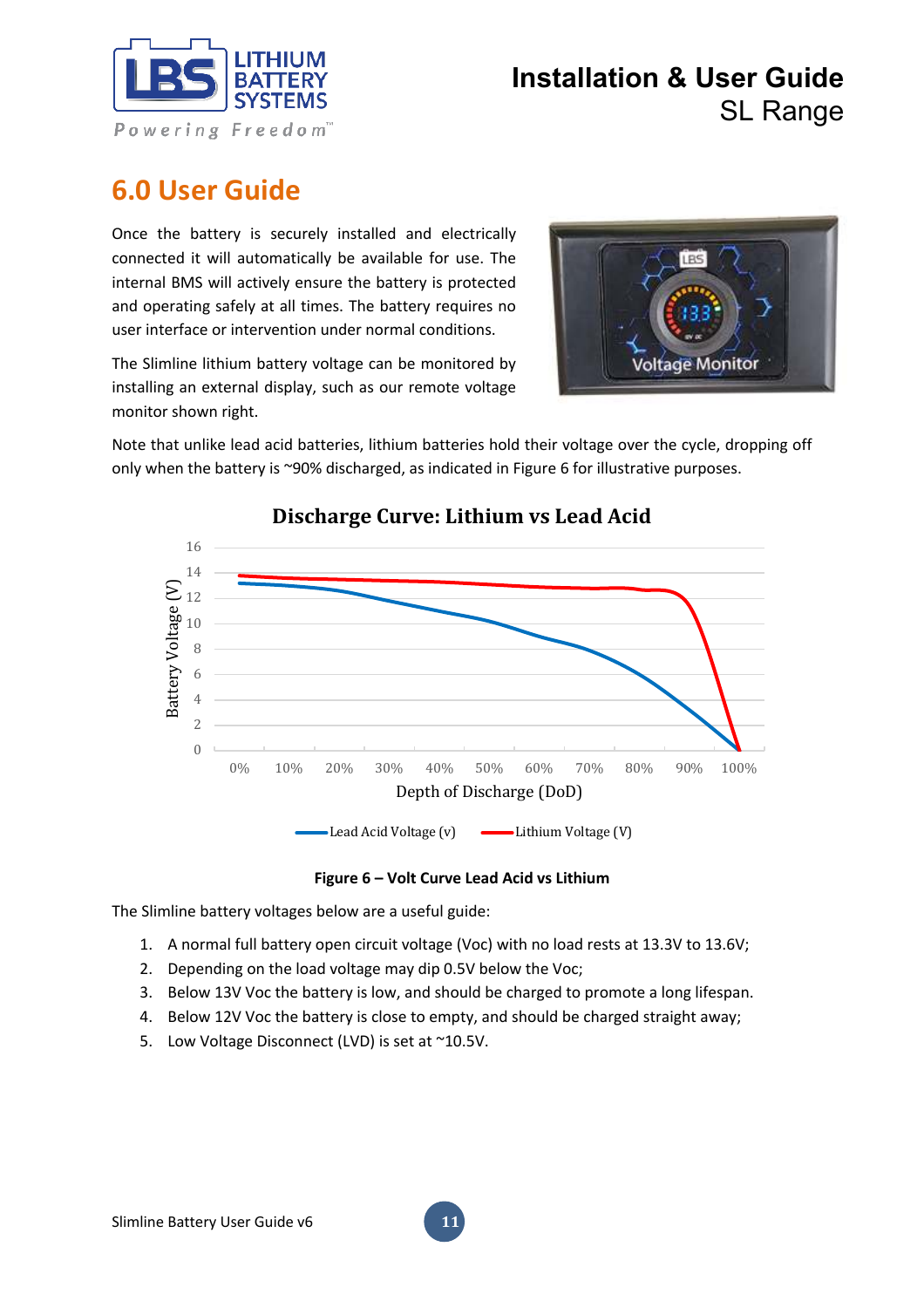# 6.0 User Guide

Once the battery is securely installed and electrically connected it will automatically be available for use. The internal BMS will actively ensure the battery is protected and operating safely at all times. The battery requires no user interface or intervention under normal conditions.

The Slimline lithium battery voltage can be monitored by installing an external display, such as our remote voltage monitor shown right.

Note that unlike lead acid batteries, lithium batteries hold their voltage over the cycle, dropping off only when the battery is ~90% discharged, as indicated in Figure 6 for illustrative purposes.

**Figure 6 – Volt Curve Lead Acid vs Lithium**

The Slimline battery voltages below are a useful guide:

1. A normal full battery open circuit voltage (Voc) with no load rests at 13.3V to 13.6V;
2. Depending on the load voltage may dip 0.5V below the Voc;
3. Below 13V Voc the battery is low, and should be charged to promote a long lifespan.
4. Below 12V Voc the battery is close to empty, and should be charged straight away;
5. Low Voltage Disconnect (LVD) is set at ~10.5V.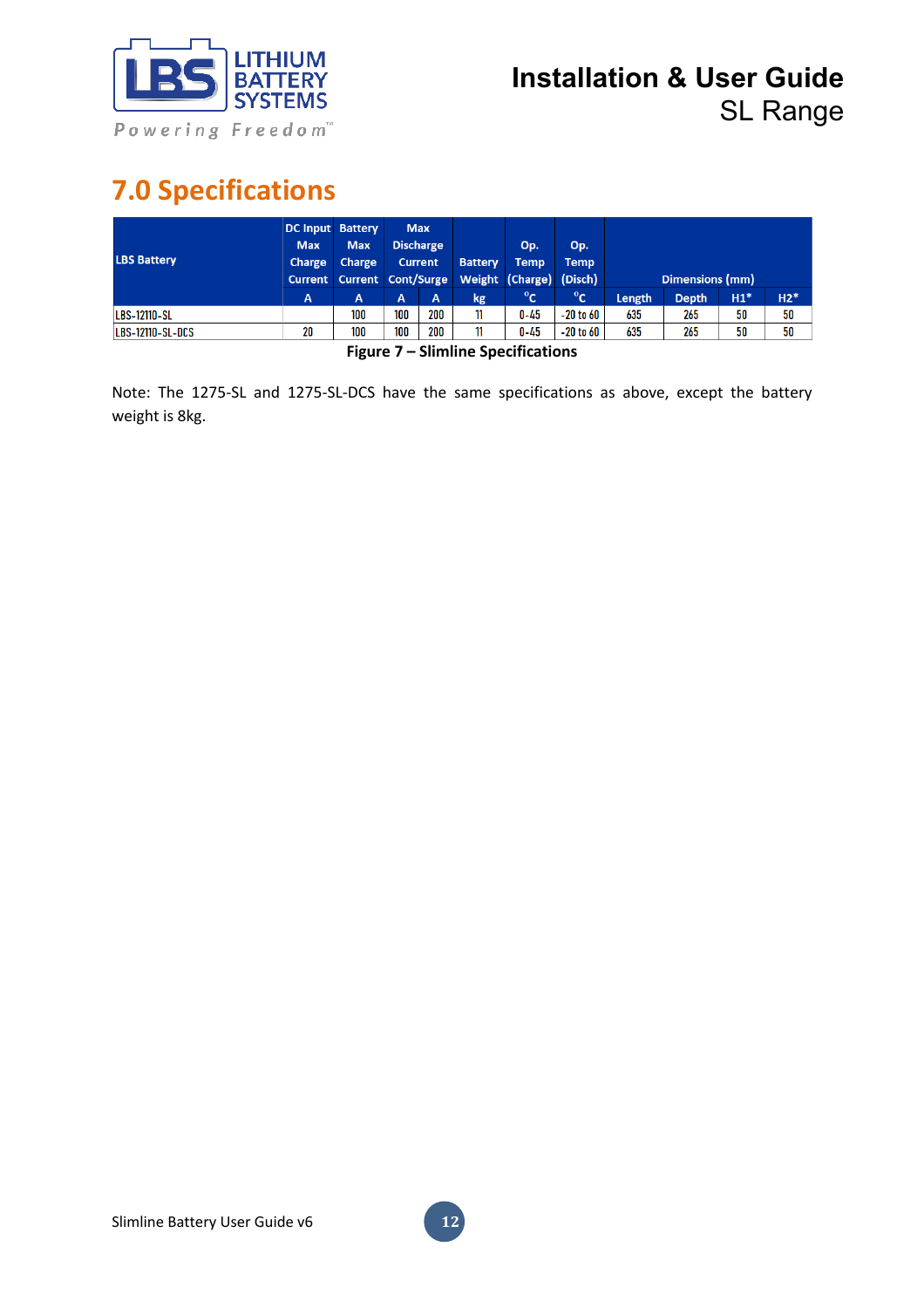# 7.0 Specifications

| LBS Battery | DC Input Max Charge Current | Battery Max Charge Current | Max Discharge Current Cont/Surge | | Battery Weight | Op. Temp (Charge) | Op. Temp (Disch) | Dimensions (mm) | | | |
|---|---|---|---|---|---|---|---|---|---|---|---|
| | A | A | A | A | kg | °C | °C | Length | Depth | H1* | H2* |
| LBS-12110-SL | | 100 | 100 | 200 | 11 | 0-45 | -20 to 60 | 635 | 265 | 50 | 50 |
| LBS-12110-SL-DCS | 20 | 100 | 100 | 200 | 11 | 0-45 | -20 to 60 | 635 | 265 | 50 | 50 |

**Figure 7 – Slimline Specifications**

Note: The 1275-SL and 1275-SL-DCS have the same specifications as above, except the battery weight is 8kg.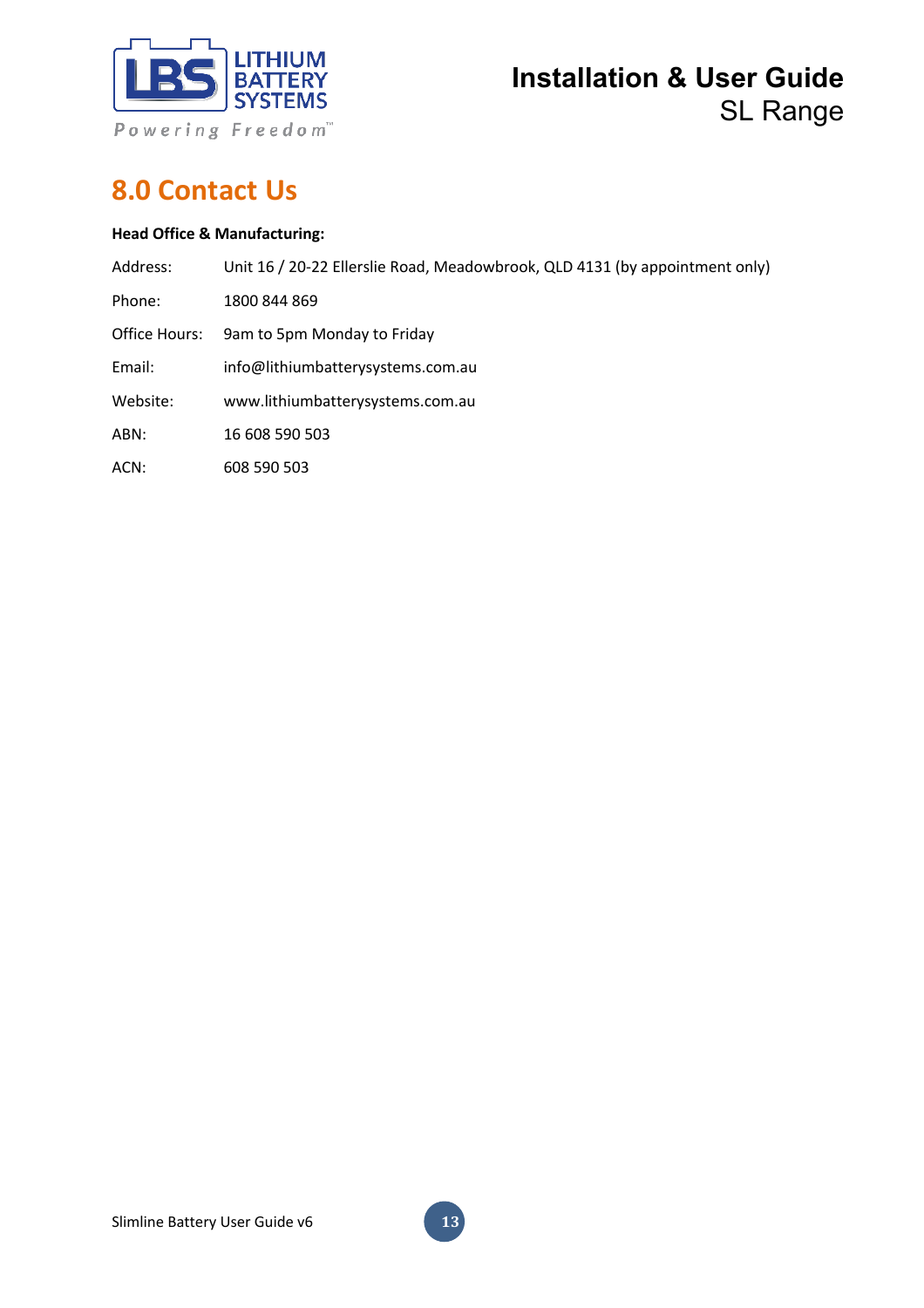# 8.0 Contact Us

**Head Office & Manufacturing:**

| | |
|---|---|
| Address: | Unit 16 / 20-22 Ellerslie Road, Meadowbrook, QLD 4131 (by appointment only) |
| Phone: | 1800 844 869 |
| Office Hours: | 9am to 5pm Monday to Friday |
| Email: | info@lithiumbatterysystems.com.au |
| Website: | www.lithiumbatterysystems.com.au |
| ABN: | 16 608 590 503 |
| ACN: | 608 590 503 |